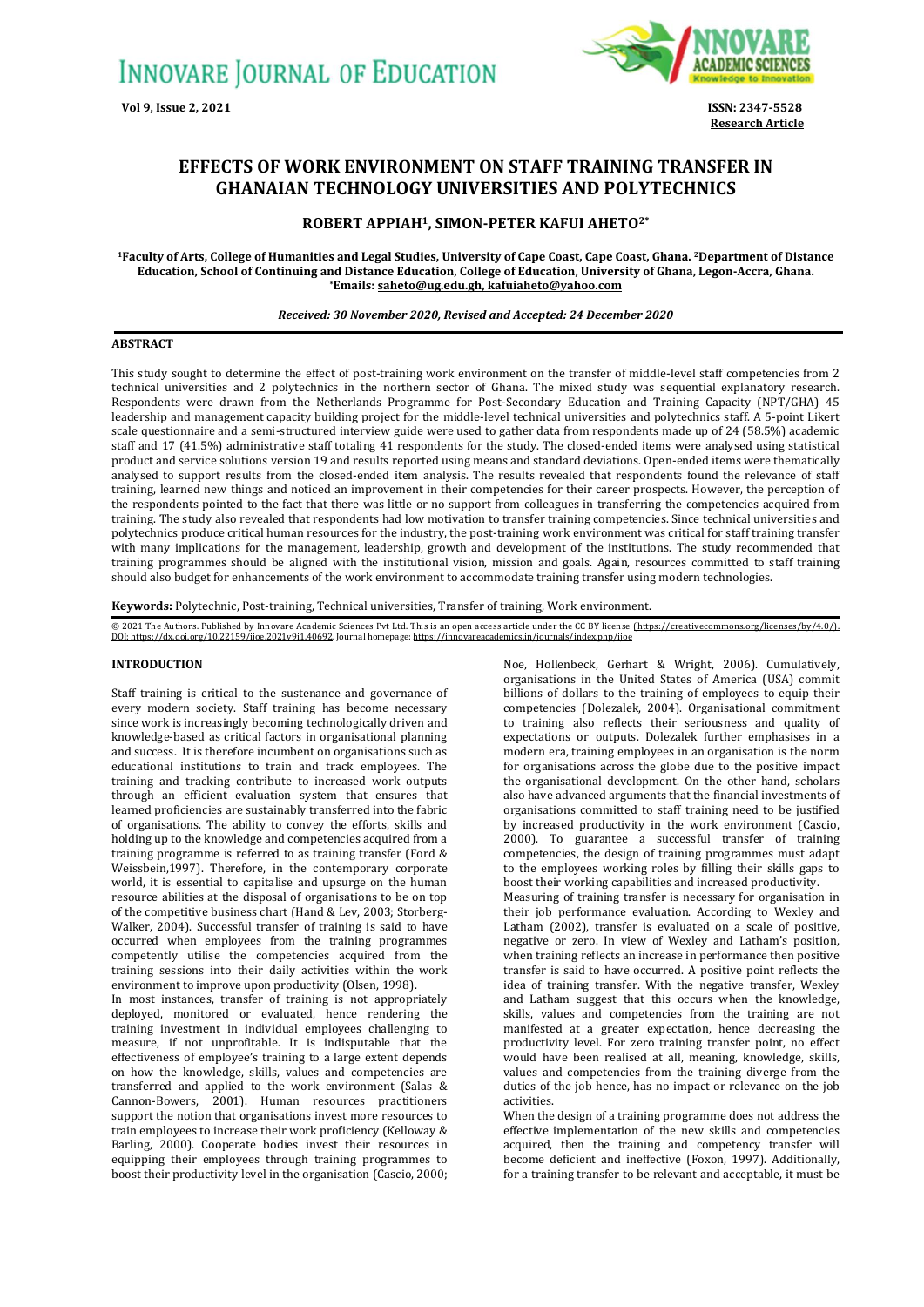# EFFECTS OF WORK ENVIRONMENT ON STAFF TRAINING TRANSFER IN GHANAIAN TECHNOLOGY UNIVERSITIES AND POLYTECHNICS

**ROBERT APPIAH[1], SIMON-PETER KAFUI AHETO[2*]**

**[1]Faculty of Arts, College of Humanities and Legal Studies, University of Cape Coast, Cape Coast, Ghana. [2]Department of Distance Education, School of Continuing and Distance Education, College of Education, University of Ghana, Legon-Accra, Ghana. *Emails: saheto@ug.edu.gh, kafuiaheto@yahoo.com**

*Received: 30 November 2020, Revised and Accepted: 24 December 2020*

## ABSTRACT

This study sought to determine the effect of post-training work environment on the transfer of middle-level staff competencies from 2 technical universities and 2 polytechnics in the northern sector of Ghana. The mixed study was sequential explanatory research. Respondents were drawn from the Netherlands Programme for Post-Secondary Education and Training Capacity (NPT/GHA) 45 leadership and management capacity building project for the middle-level technical universities and polytechnics staff. A 5-point Likert scale questionnaire and a semi-structured interview guide were used to gather data from respondents made up of 24 (58.5%) academic staff and 17 (41.5%) administrative staff totaling 41 respondents for the study. The closed-ended items were analysed using statistical product and service solutions version 19 and results reported using means and standard deviations. Open-ended items were thematically analysed to support results from the closed-ended item analysis. The results revealed that respondents found the relevance of staff training, learned new things and noticed an improvement in their competencies for their career prospects. However, the perception of the respondents pointed to the fact that there was little or no support from colleagues in transferring the competencies acquired from training. The study also revealed that respondents had low motivation to transfer training competencies. Since technical universities and polytechnics produce critical human resources for the industry, the post-training work environment was critical for staff training transfer with many implications for the management, leadership, growth and development of the institutions. The study recommended that training programmes should be aligned with the institutional vision, mission and goals. Again, resources committed to staff training should also budget for enhancements of the work environment to accommodate training transfer using modern technologies.

**Keywords:** Polytechnic, Post-training, Technical universities, Transfer of training, Work environment.

© 2021 The Authors. Published by Innovare Academic Sciences Pvt Ltd. This is an open access article under the CC BY license (https://creativecommons.org/licenses/by/4.0/). DOI: https://dx.doi.org/10.22159/ijoe.2021v9i1.40692. Journal homepage: https://innovareacademics.in/journals/index.php/ijoe

## INTRODUCTION

Staff training is critical to the sustenance and governance of every modern society. Staff training has become necessary since work is increasingly becoming technologically driven and knowledge-based as critical factors in organisational planning and success. It is therefore incumbent on organisations such as educational institutions to train and track employees. The training and tracking contribute to increased work outputs through an efficient evaluation system that ensures that learned proficiencies are sustainably transferred into the fabric of organisations. The ability to convey the efforts, skills and holding up to the knowledge and competencies acquired from a training programme is referred to as training transfer (Ford & Weissbein,1997). Therefore, in the contemporary corporate world, it is essential to capitalise and upsurge on the human resource abilities at the disposal of organisations to be on top of the competitive business chart (Hand & Lev, 2003; Storberg-Walker, 2004). Successful transfer of training is said to have occurred when employees from the training programmes competently utilise the competencies acquired from the training sessions into their daily activities within the work environment to improve upon productivity (Olsen, 1998).

In most instances, transfer of training is not appropriately deployed, monitored or evaluated, hence rendering the training investment in individual employees challenging to measure, if not unprofitable. It is indisputable that the effectiveness of employee's training to a large extent depends on how the knowledge, skills, values and competencies are transferred and applied to the work environment (Salas & Cannon-Bowers, 2001). Human resources practitioners support the notion that organisations invest more resources to train employees to increase their work proficiency (Kelloway & Barling, 2000). Cooperate bodies invest their resources in equipping their employees through training programmes to boost their productivity level in the organisation (Cascio, 2000; Noe, Hollenbeck, Gerhart & Wright, 2006). Cumulatively, organisations in the United States of America (USA) commit billions of dollars to the training of employees to equip their competencies (Dolezalek, 2004). Organisational commitment to training also reflects their seriousness and quality of expectations or outputs. Dolezalek further emphasises in a modern era, training employees in an organisation is the norm for organisations across the globe due to the positive impact the organisational development. On the other hand, scholars also have advanced arguments that the financial investments of organisations committed to staff training need to be justified by increased productivity in the work environment (Cascio, 2000). To guarantee a successful transfer of training competencies, the design of training programmes must adapt to the employees working roles by filling their skills gaps to boost their working capabilities and increased productivity.

Measuring of training transfer is necessary for organisation in their job performance evaluation. According to Wexley and Latham (2002), transfer is evaluated on a scale of positive, negative or zero. In view of Wexley and Latham's position, when training reflects an increase in performance then positive transfer is said to have occurred. A positive point reflects the idea of training transfer. With the negative transfer, Wexley and Latham suggest that this occurs when the knowledge, skills, values and competencies from the training are not manifested at a greater expectation, hence decreasing the productivity level. For zero training transfer point, no effect would have been realised at all, meaning, knowledge, skills, values and competencies from the training diverge from the duties of the job hence, has no impact or relevance on the job activities.

When the design of a training programme does not address the effective implementation of the new skills and competencies acquired, then the training and competency transfer will become deficient and ineffective (Foxon, 1997). Additionally, for a training transfer to be relevant and acceptable, it must be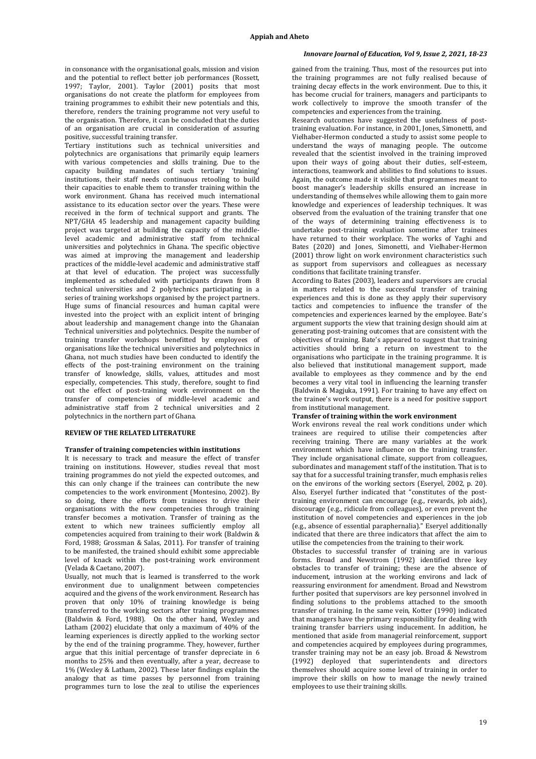in consonance with the organisational goals, mission and vision and the potential to reflect better job performances (Rossett, 1997; Taylor, 2001). Taylor (2001) posits that most organisations do not create the platform for employees from training programmes to exhibit their new potentials and this, therefore, renders the training programme not very useful to the organisation. Therefore, it can be concluded that the duties of an organisation are crucial in consideration of assuring positive, successful training transfer.

Tertiary institutions such as technical universities and polytechnics are organisations that primarily equip learners with various competencies and skills training. Due to the capacity building mandates of such tertiary 'training' institutions, their staff needs continuous retooling to build their capacities to enable them to transfer training within the work environment. Ghana has received much international assistance to its education sector over the years. These were received in the form of technical support and grants. The NPT/GHA 45 leadership and management capacity building project was targeted at building the capacity of the middle-level academic and administrative staff from technical universities and polytechnics in Ghana. The specific objective was aimed at improving the management and leadership practices of the middle-level academic and administrative staff at that level of education. The project was successfully implemented as scheduled with participants drawn from 8 technical universities and 2 polytechnics participating in a series of training workshops organised by the project partners. Huge sums of financial resources and human capital were invested into the project with an explicit intent of bringing about leadership and management change into the Ghanaian Technical universities and polytechnics. Despite the number of training transfer workshops benefitted by employees of organisations like the technical universities and polytechnics in Ghana, not much studies have been conducted to identify the effects of the post-training environment on the training transfer of knowledge, skills, values, attitudes and most especially, competencies. This study, therefore, sought to find out the effect of post-training work environment on the transfer of competencies of middle-level academic and administrative staff from 2 technical universities and 2 polytechnics in the northern part of Ghana.

## REVIEW OF THE RELATED LITERATURE

### Transfer of training competencies within institutions

It is necessary to track and measure the effect of transfer training on institutions. However, studies reveal that most training programmes do not yield the expected outcomes, and this can only change if the trainees can contribute the new competencies to the work environment (Montesino, 2002). By so doing, there the efforts from trainees to drive their organisations with the new competencies through training transfer becomes a motivation. Transfer of training as the extent to which new trainees sufficiently employ all competencies acquired from training to their work (Baldwin & Ford, 1988; Grossman & Salas, 2011). For transfer of training to be manifested, the trained should exhibit some appreciable level of knack within the post-training work environment (Velada & Caetano, 2007).

Usually, not much that is learned is transferred to the work environment due to unalignment between competencies acquired and the givens of the work environment. Research has proven that only 10% of training knowledge is being transferred to the working sectors after training programmes (Baldwin & Ford, 1988). On the other hand, Wexley and Latham (2002) elucidate that only a maximum of 40% of the learning experiences is directly applied to the working sector by the end of the training programme. They, however, further argue that this initial percentage of transfer depreciate in 6 months to 25% and then eventually, after a year, decrease to 1% (Wexley & Latham, 2002). These later findings explain the analogy that as time passes by personnel from training programmes turn to lose the zeal to utilise the experiences gained from the training. Thus, most of the resources put into the training programmes are not fully realised because of training decay effects in the work environment. Due to this, it has become crucial for trainers, managers and participants to work collectively to improve the smooth transfer of the competencies and experiences from the training.

Research outcomes have suggested the usefulness of post-training evaluation. For instance, in 2001, Jones, Simonetti, and Vielhaber-Hermon conducted a study to assist some people to understand the ways of managing people. The outcome revealed that the scientist involved in the training improved upon their ways of going about their duties, self-esteem, interactions, teamwork and abilities to find solutions to issues. Again, the outcome made it visible that programmes meant to boost manager's leadership skills ensured an increase in understanding of themselves while allowing them to gain more knowledge and experiences of leadership techniques. It was observed from the evaluation of the training transfer that one of the ways of determining training effectiveness is to undertake post-training evaluation sometime after trainees have returned to their workplace. The works of Yaghi and Bates (2020) and Jones, Simonetti, and Vielhaber-Hermon (2001) throw light on work environment characteristics such as support from supervisors and colleagues as necessary conditions that facilitate training transfer.

According to Bates (2003), leaders and supervisors are crucial in matters related to the successful transfer of training experiences and this is done as they apply their supervisory tactics and competencies to influence the transfer of the competencies and experiences learned by the employee. Bate's argument supports the view that training design should aim at generating post-training outcomes that are consistent with the objectives of training. Bate's appeared to suggest that training activities should bring a return on investment to the organisations who participate in the training programme. It is also believed that institutional management support, made available to employees as they commence and by the end becomes a very vital tool in influencing the learning transfer (Baldwin & Magjuka, 1991). For training to have any effect on the trainee's work output, there is a need for positive support from institutional management.

### Transfer of training within the work environment

Work environs reveal the real work conditions under which trainees are required to utilise their competencies after receiving training. There are many variables at the work environment which have influence on the training transfer. They include organisational climate, support from colleagues, subordinates and management staff of the institution. That is to say that for a successful training transfer, much emphasis relies on the environs of the working sectors (Eseryel, 2002, p. 20). Also, Eseryel further indicated that "constitutes of the post-training environment can encourage (e.g., rewards, job aids), discourage (e.g., ridicule from colleagues), or even prevent the institution of novel competencies and experiences in the job (e.g., absence of essential paraphernalia)." Eseryel additionally indicated that there are three indicators that affect the aim to utilise the competencies from the training to their work.

Obstacles to successful transfer of training are in various forms. Broad and Newstrom (1992) identified three key obstacles to transfer of training; these are the absence of inducement, intrusion at the working environs and lack of reassuring environment for amendment. Broad and Newstrom further posited that supervisors are key personnel involved in finding solutions to the problems attached to the smooth transfer of training. In the same vein, Kotter (1990) indicated that managers have the primary responsibility for dealing with training transfer barriers using inducement. In addition, he mentioned that aside from managerial reinforcement, support and competencies acquired by employees during programmes, transfer training may not be an easy job. Broad & Newstrom (1992) deployed that superintendents and directors themselves should acquire some level of training in order to improve their skills on how to manage the newly trained employees to use their training skills.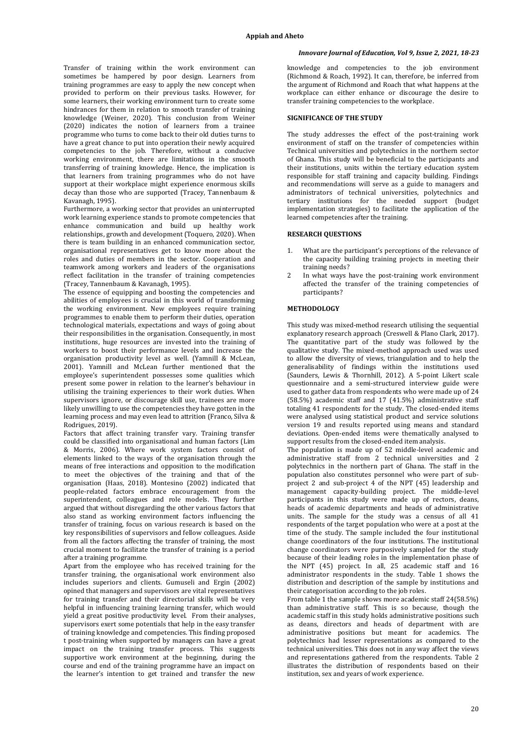Transfer of training within the work environment can sometimes be hampered by poor design. Learners from training programmes are easy to apply the new concept when provided to perform on their previous tasks. However, for some learners, their working environment turn to create some hindrances for them in relation to smooth transfer of training knowledge (Weiner, 2020). This conclusion from Weiner (2020) indicates the notion of learners from a trainee programme who turns to come back to their old duties turns to have a great chance to put into operation their newly acquired competencies to the job. Therefore, without a conducive working environment, there are limitations in the smooth transferring of training knowledge. Hence, the implication is that learners from training programmes who do not have support at their workplace might experience enormous skills decay than those who are supported (Tracey, Tannenbaum & Kavanagh, 1995).

Furthermore, a working sector that provides an uninterrupted work learning experience stands to promote competencies that enhance communication and build up healthy work relationships, growth and development (Toquero, 2020). When there is team building in an enhanced communication sector, organisational representatives get to know more about the roles and duties of members in the sector. Cooperation and teamwork among workers and leaders of the organisations reflect facilitation in the transfer of training competencies (Tracey, Tannenbaum & Kavanagh, 1995).

The essence of equipping and boosting the competencies and abilities of employees is crucial in this world of transforming the working environment. New employees require training programmes to enable them to perform their duties, operation technological materials, expectations and ways of going about their responsibilities in the organisation. Consequently, in most institutions, huge resources are invested into the training of workers to boost their performance levels and increase the organisation productivity level as well. (Yamnill & McLean, 2001). Yamnill and McLean further mentioned that the employee's superintendent possesses some qualities which present some power in relation to the learner's behaviour in utilising the training experiences to their work duties. When supervisors ignore, or discourage skill use, trainees are more likely unwilling to use the competencies they have gotten in the learning process and may even lead to attrition (Franco, Silva & Rodrigues, 2019).

Factors that affect training transfer vary. Training transfer could be classified into organisational and human factors (Lim & Morris, 2006). Where work system factors consist of elements linked to the ways of the organisation through the means of free interactions and opposition to the modification to meet the objectives of the training and that of the organisation (Haas, 2018). Montesino (2002) indicated that people-related factors embrace encouragement from the superintendent, colleagues and role models. They further argued that without disregarding the other various factors that also stand as working environment factors influencing the transfer of training, focus on various research is based on the key responsibilities of supervisors and fellow colleagues. Aside from all the factors affecting the transfer of training, the most crucial moment to facilitate the transfer of training is a period after a training programme.

Apart from the employee who has received training for the transfer training, the organisational work environment also includes superiors and clients. Gumuseli and Ergin (2002) opined that managers and supervisors are vital representatives for training transfer and their directorial skills will be very helpful in influencing training learning transfer, which would yield a great positive productivity level. From their analyses, supervisors exert some potentials that help in the easy transfer of training knowledge and competencies. This finding proposed t post-training when supported by managers can have a great impact on the training transfer process. This suggests supportive work environment at the beginning, during the course and end of the training programme have an impact on the learner's intention to get trained and transfer the new knowledge and competencies to the job environment (Richmond & Roach, 1992). It can, therefore, be inferred from the argument of Richmond and Roach that what happens at the workplace can either enhance or discourage the desire to transfer training competencies to the workplace.

## SIGNIFICANCE OF THE STUDY

The study addresses the effect of the post-training work environment of staff on the transfer of competencies within Technical universities and polytechnics in the northern sector of Ghana. This study will be beneficial to the participants and their institutions, units within the tertiary education system responsible for staff training and capacity building. Findings and recommendations will serve as a guide to managers and administrators of technical universities, polytechnics and tertiary institutions for the needed support (budget implementation strategies) to facilitate the application of the learned competencies after the training.

## RESEARCH QUESTIONS

1. What are the participant's perceptions of the relevance of the capacity building training projects in meeting their training needs?
2. In what ways have the post-training work environment affected the transfer of the training competencies of participants?

## METHODOLOGY

This study was mixed-method research utilising the sequential explanatory research approach (Creswell & Plano Clark, 2017). The quantitative part of the study was followed by the qualitative study. The mixed-method approach used was used to allow the diversity of views, triangulation and to help the generalisability of findings within the institutions used (Saunders, Lewis & Thornhill, 2012). A 5-point Likert scale questionnaire and a semi-structured interview guide were used to gather data from respondents who were made up of 24 (58.5%) academic staff and 17 (41.5%) administrative staff totaling 41 respondents for the study. The closed-ended items were analysed using statistical product and service solutions version 19 and results reported using means and standard deviations. Open-ended items were thematically analysed to support results from the closed-ended item analysis.

The population is made up of 52 middle-level academic and administrative staff from 2 technical universities and 2 polytechnics in the northern part of Ghana. The staff in the population also constitutes personnel who were part of sub-project 2 and sub-project 4 of the NPT (45) leadership and management capacity-building project. The middle-level participants in this study were made up of rectors, deans, heads of academic departments and heads of administrative units. The sample for the study was a census of all 41 respondents of the target population who were at a post at the time of the study. The sample included the four institutional change coordinators of the four institutions. The institutional change coordinators were purposively sampled for the study because of their leading roles in the implementation phase of the NPT (45) project. In all, 25 academic staff and 16 administrator respondents in the study. Table 1 shows the distribution and description of the sample by institutions and their categorisation according to the job roles.

From table 1 the sample shows more academic staff 24(58.5%) than administrative staff. This is so because, though the academic staff in this study holds administrative positions such as deans, directors and heads of department with are administrative positions but meant for academics. The polytechnics had lesser representations as compared to the technical universities. This does not in any way affect the views and representations gathered from the respondents. Table 2 illustrates the distribution of respondents based on their institution, sex and years of work experience.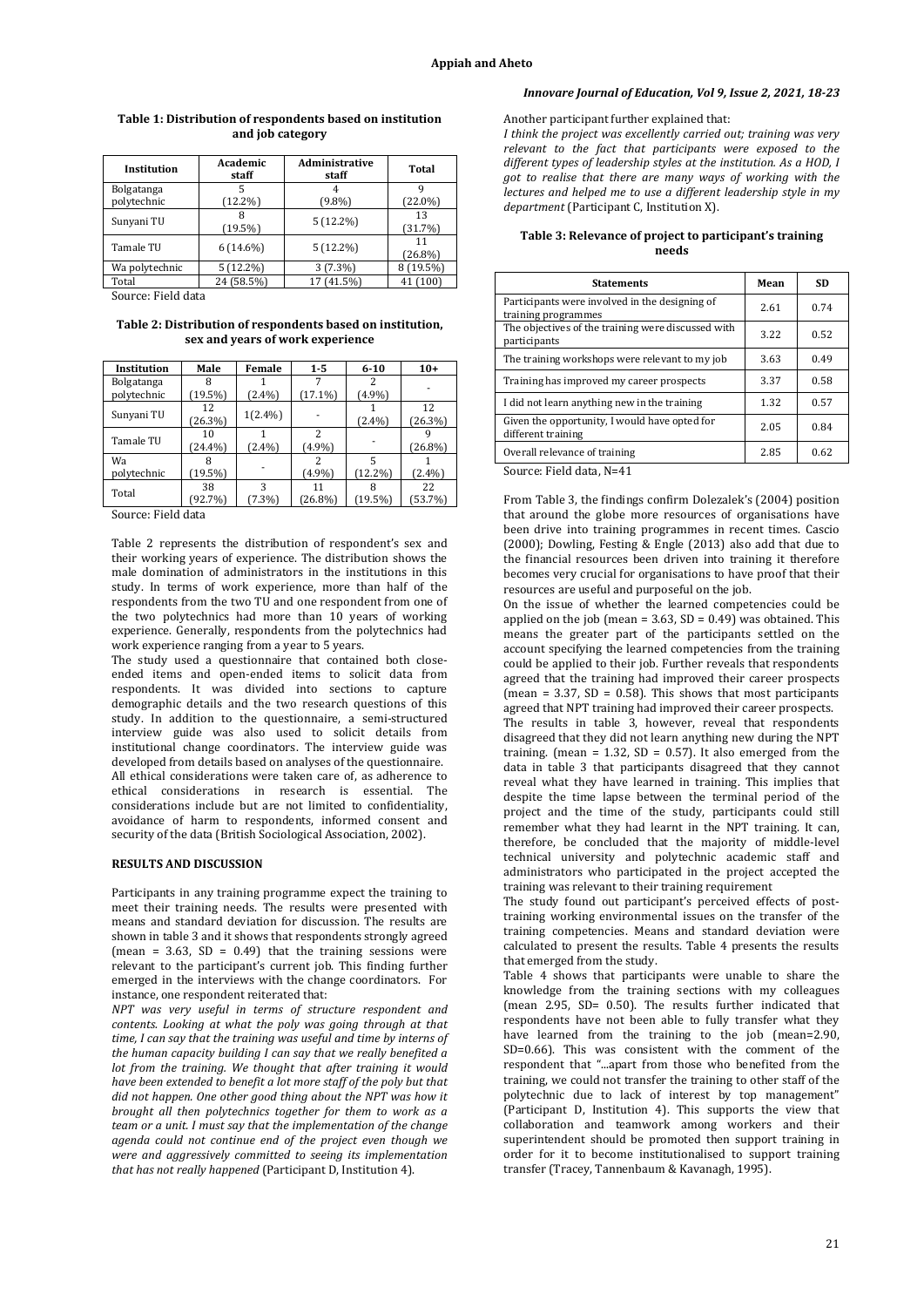**Table 1: Distribution of respondents based on institution and job category**

| Institution | Academic staff | Administrative staff | Total |
|---|---|---|---|
| Bolgatanga polytechnic | 5 (12.2%) | 4 (9.8%) | 9 (22.0%) |
| Sunyani TU | 8 (19.5%) | 5 (12.2%) | 13 (31.7%) |
| Tamale TU | 6 (14.6%) | 5 (12.2%) | 11 (26.8%) |
| Wa polytechnic | 5 (12.2%) | 3 (7.3%) | 8 (19.5%) |
| Total | 24 (58.5%) | 17 (41.5%) | 41 (100) |

Source: Field data

**Table 2: Distribution of respondents based on institution, sex and years of work experience**

| Institution | Male | Female | 1-5 | 6-10 | 10+ |
|---|---|---|---|---|---|
| Bolgatanga polytechnic | 8 (19.5%) | 1 (2.4%) | 7 (17.1%) | 2 (4.9%) | - |
| Sunyani TU | 12 (26.3%) | 1(2.4%) | - | 1 (2.4%) | 12 (26.3%) |
| Tamale TU | 10 (24.4%) | 1 (2.4%) | 2 (4.9%) | - | 9 (26.8%) |
| Wa polytechnic | 8 (19.5%) | - | 2 (4.9%) | 5 (12.2%) | 1 (2.4%) |
| Total | 38 (92.7%) | 3 (7.3%) | 11 (26.8%) | 8 (19.5%) | 22 (53.7%) |

Source: Field data

Table 2 represents the distribution of respondent's sex and their working years of experience. The distribution shows the male domination of administrators in the institutions in this study. In terms of work experience, more than half of the respondents from the two TU and one respondent from one of the two polytechnics had more than 10 years of working experience. Generally, respondents from the polytechnics had work experience ranging from a year to 5 years.

The study used a questionnaire that contained both close-ended items and open-ended items to solicit data from respondents. It was divided into sections to capture demographic details and the two research questions of this study. In addition to the questionnaire, a semi-structured interview guide was also used to solicit details from institutional change coordinators. The interview guide was developed from details based on analyses of the questionnaire.

All ethical considerations were taken care of, as adherence to ethical considerations in research is essential. The considerations include but are not limited to confidentiality, avoidance of harm to respondents, informed consent and security of the data (British Sociological Association, 2002).

## RESULTS AND DISCUSSION

Participants in any training programme expect the training to meet their training needs. The results were presented with means and standard deviation for discussion. The results are shown in table 3 and it shows that respondents strongly agreed (mean = 3.63, SD = 0.49) that the training sessions were relevant to the participant's current job. This finding further emerged in the interviews with the change coordinators. For instance, one respondent reiterated that:

*NPT was very useful in terms of structure respondent and contents. Looking at what the poly was going through at that time, I can say that the training was useful and time by interns of the human capacity building I can say that we really benefited a lot from the training. We thought that after training it would have been extended to benefit a lot more staff of the poly but that did not happen. One other good thing about the NPT was how it brought all then polytechnics together for them to work as a team or a unit. I must say that the implementation of the change agenda could not continue end of the project even though we were and aggressively committed to seeing its implementation that has not really happened* (Participant D, Institution 4).

Another participant further explained that:

*I think the project was excellently carried out; training was very relevant to the fact that participants were exposed to the different types of leadership styles at the institution. As a HOD, I got to realise that there are many ways of working with the lectures and helped me to use a different leadership style in my department* (Participant C, Institution X).

**Table 3: Relevance of project to participant's training needs**

| Statements | Mean | SD |
|---|---|---|
| Participants were involved in the designing of training programmes | 2.61 | 0.74 |
| The objectives of the training were discussed with participants | 3.22 | 0.52 |
| The training workshops were relevant to my job | 3.63 | 0.49 |
| Training has improved my career prospects | 3.37 | 0.58 |
| I did not learn anything new in the training | 1.32 | 0.57 |
| Given the opportunity, I would have opted for different training | 2.05 | 0.84 |
| Overall relevance of training | 2.85 | 0.62 |

Source: Field data, N=41

From Table 3, the findings confirm Dolezalek's (2004) position that around the globe more resources of organisations have been drive into training programmes in recent times. Cascio (2000); Dowling, Festing & Engle (2013) also add that due to the financial resources been driven into training it therefore becomes very crucial for organisations to have proof that their resources are useful and purposeful on the job.

On the issue of whether the learned competencies could be applied on the job (mean = 3.63, SD = 0.49) was obtained. This means the greater part of the participants settled on the account specifying the learned competencies from the training could be applied to their job. Further reveals that respondents agreed that the training had improved their career prospects (mean = 3.37, SD = 0.58). This shows that most participants agreed that NPT training had improved their career prospects.

The results in table 3, however, reveal that respondents disagreed that they did not learn anything new during the NPT training. (mean = 1.32, SD = 0.57). It also emerged from the data in table 3 that participants disagreed that they cannot reveal what they have learned in training. This implies that despite the time lapse between the terminal period of the project and the time of the study, participants could still remember what they had learnt in the NPT training. It can, therefore, be concluded that the majority of middle-level technical university and polytechnic academic staff and administrators who participated in the project accepted the training was relevant to their training requirement

The study found out participant's perceived effects of post-training working environmental issues on the transfer of the training competencies. Means and standard deviation were calculated to present the results. Table 4 presents the results that emerged from the study.

Table 4 shows that participants were unable to share the knowledge from the training sections with my colleagues (mean 2.95, SD= 0.50). The results further indicated that respondents have not been able to fully transfer what they have learned from the training to the job (mean=2.90, SD=0.66). This was consistent with the comment of the respondent that "...apart from those who benefited from the training, we could not transfer the training to other staff of the polytechnic due to lack of interest by top management" (Participant D, Institution 4). This supports the view that collaboration and teamwork among workers and their superintendent should be promoted then support training in order for it to become institutionalised to support training transfer (Tracey, Tannenbaum & Kavanagh, 1995).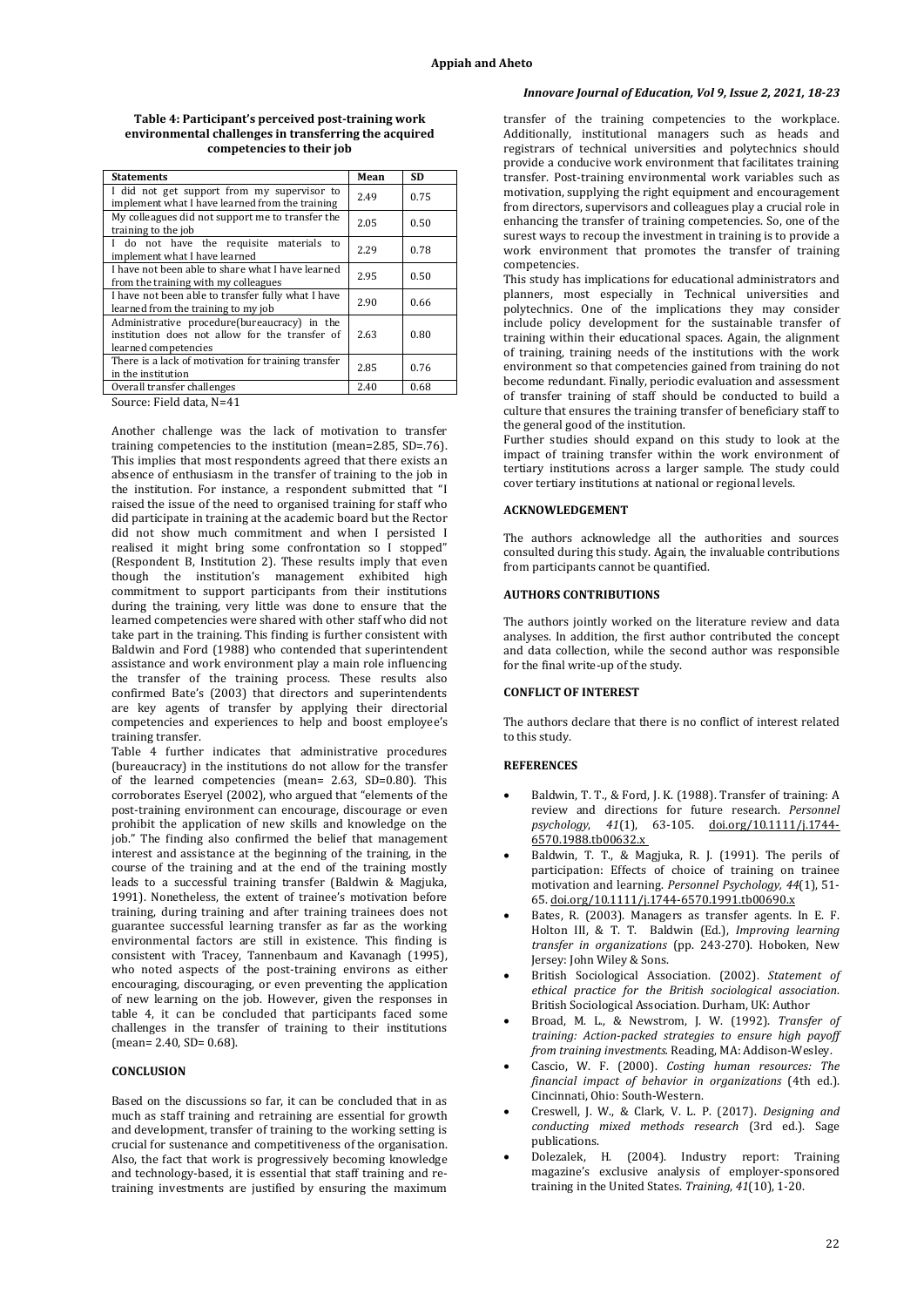**Table 4: Participant's perceived post-training work environmental challenges in transferring the acquired competencies to their job**

| Statements | Mean | SD |
|---|---|---|
| I did not get support from my supervisor to implement what I have learned from the training | 2.49 | 0.75 |
| My colleagues did not support me to transfer the training to the job | 2.05 | 0.50 |
| I do not have the requisite materials to implement what I have learned | 2.29 | 0.78 |
| I have not been able to share what I have learned from the training with my colleagues | 2.95 | 0.50 |
| I have not been able to transfer fully what I have learned from the training to my job | 2.90 | 0.66 |
| Administrative procedure(bureaucracy) in the institution does not allow for the transfer of learned competencies | 2.63 | 0.80 |
| There is a lack of motivation for training transfer in the institution | 2.85 | 0.76 |
| Overall transfer challenges | 2.40 | 0.68 |

Source: Field data, N=41

Another challenge was the lack of motivation to transfer training competencies to the institution (mean=2.85, SD=.76). This implies that most respondents agreed that there exists an absence of enthusiasm in the transfer of training to the job in the institution. For instance, a respondent submitted that "I raised the issue of the need to organised training for staff who did participate in training at the academic board but the Rector did not show much commitment and when I persisted I realised it might bring some confrontation so I stopped" (Respondent B, Institution 2). These results imply that even though the institution's management exhibited high commitment to support participants from their institutions during the training, very little was done to ensure that the learned competencies were shared with other staff who did not take part in the training. This finding is further consistent with Baldwin and Ford (1988) who contended that superintendent assistance and work environment play a main role influencing the transfer of the training process. These results also confirmed Bate's (2003) that directors and superintendents are key agents of transfer by applying their directorial competencies and experiences to help and boost employee's training transfer.

Table 4 further indicates that administrative procedures (bureaucracy) in the institutions do not allow for the transfer of the learned competencies (mean= 2.63, SD=0.80). This corroborates Eseryel (2002), who argued that "elements of the post-training environment can encourage, discourage or even prohibit the application of new skills and knowledge on the job." The finding also confirmed the belief that management interest and assistance at the beginning of the training, in the course of the training and at the end of the training mostly leads to a successful training transfer (Baldwin & Magjuka, 1991). Nonetheless, the extent of trainee's motivation before training, during training and after training trainees does not guarantee successful learning transfer as far as the working environmental factors are still in existence. This finding is consistent with Tracey, Tannenbaum and Kavanagh (1995), who noted aspects of the post-training environs as either encouraging, discouraging, or even preventing the application of new learning on the job. However, given the responses in table 4, it can be concluded that participants faced some challenges in the transfer of training to their institutions (mean= 2.40, SD= 0.68).

## CONCLUSION

Based on the discussions so far, it can be concluded that in as much as staff training and retraining are essential for growth and development, transfer of training to the working setting is crucial for sustenance and competitiveness of the organisation. Also, the fact that work is progressively becoming knowledge and technology-based, it is essential that staff training and re-training investments are justified by ensuring the maximum transfer of the training competencies to the workplace. Additionally, institutional managers such as heads and registrars of technical universities and polytechnics should provide a conducive work environment that facilitates training transfer. Post-training environmental work variables such as motivation, supplying the right equipment and encouragement from directors, supervisors and colleagues play a crucial role in enhancing the transfer of training competencies. So, one of the surest ways to recoup the investment in training is to provide a work environment that promotes the transfer of training competencies.

This study has implications for educational administrators and planners, most especially in Technical universities and polytechnics. One of the implications they may consider include policy development for the sustainable transfer of training within their educational spaces. Again, the alignment of training, training needs of the institutions with the work environment so that competencies gained from training do not become redundant. Finally, periodic evaluation and assessment of transfer training of staff should be conducted to build a culture that ensures the training transfer of beneficiary staff to the general good of the institution.

Further studies should expand on this study to look at the impact of training transfer within the work environment of tertiary institutions across a larger sample. The study could cover tertiary institutions at national or regional levels.

## ACKNOWLEDGEMENT

The authors acknowledge all the authorities and sources consulted during this study. Again, the invaluable contributions from participants cannot be quantified.

## AUTHORS CONTRIBUTIONS

The authors jointly worked on the literature review and data analyses. In addition, the first author contributed the concept and data collection, while the second author was responsible for the final write-up of the study.

## CONFLICT OF INTEREST

The authors declare that there is no conflict of interest related to this study.

## REFERENCES

- Baldwin, T. T., & Ford, J. K. (1988). Transfer of training: A review and directions for future research. *Personnel psychology*, *41*(1), 63-105. doi.org/10.1111/j.1744-6570.1988.tb00632.x
- Baldwin, T. T., & Magjuka, R. J. (1991). The perils of participation: Effects of choice of training on trainee motivation and learning. *Personnel Psychology, 44*(1), 51-65. doi.org/10.1111/j.1744-6570.1991.tb00690.x
- Bates, R. (2003). Managers as transfer agents. In E. F. Holton III, & T. T. Baldwin (Ed.), *Improving learning transfer in organizations* (pp. 243-270). Hoboken, New Jersey: John Wiley & Sons.
- British Sociological Association. (2002). *Statement of ethical practice for the British sociological association*. British Sociological Association. Durham, UK: Author
- Broad, M. L., & Newstrom, J. W. (1992). *Transfer of training: Action-packed strategies to ensure high payoff from training investments.* Reading, MA: Addison-Wesley.
- Cascio, W. F. (2000). *Costing human resources: The financial impact of behavior in organizations* (4th ed.). Cincinnati, Ohio: South-Western.
- Creswell, J. W., & Clark, V. L. P. (2017). *Designing and conducting mixed methods research* (3rd ed.). Sage publications.
- Dolezalek, H. (2004). Industry report: Training magazine's exclusive analysis of employer-sponsored training in the United States. *Training*, *41*(10), 1-20.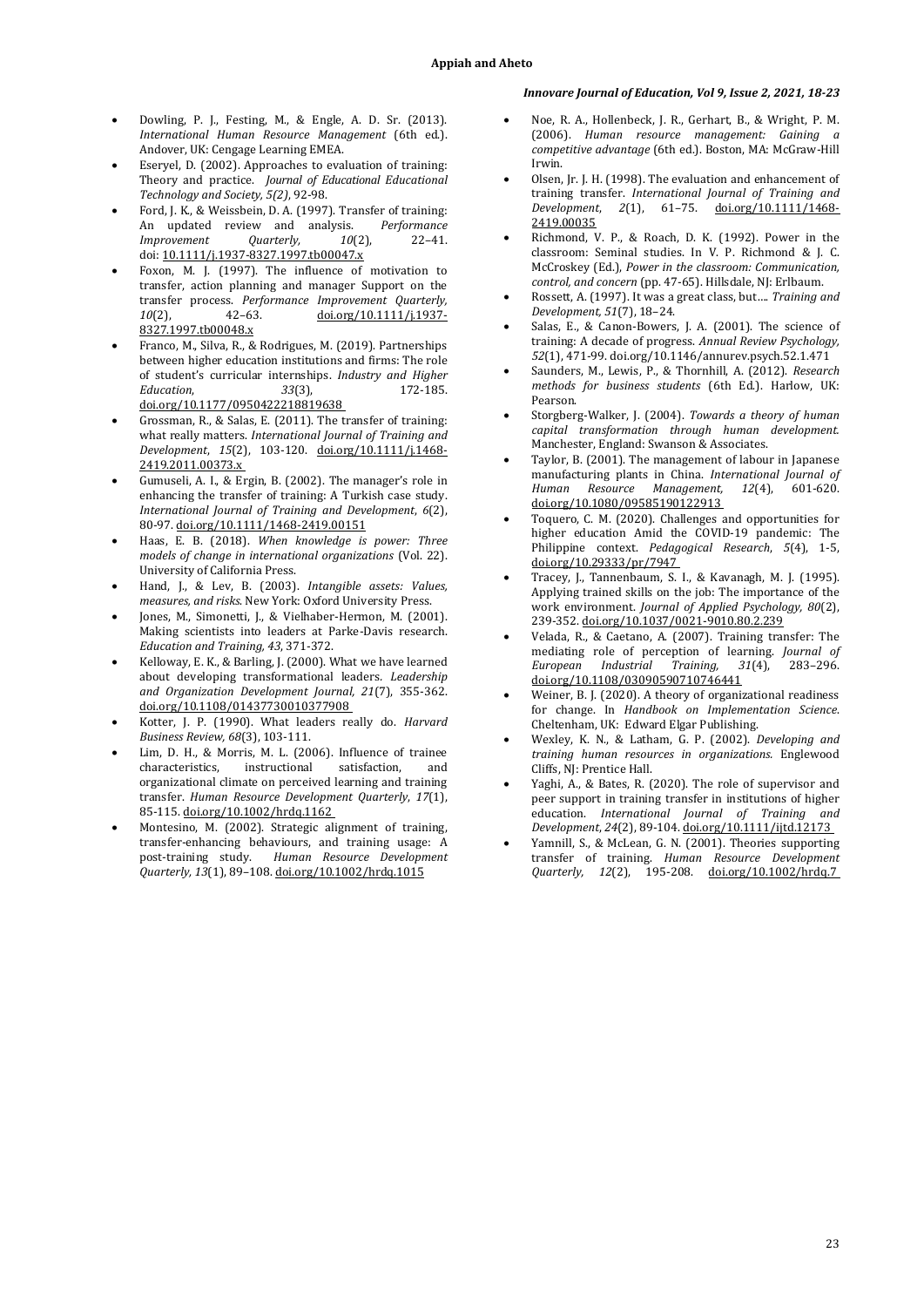- Dowling, P. J., Festing, M., & Engle, A. D. Sr. (2013). *International Human Resource Management* (6th ed.). Andover, UK: Cengage Learning EMEA.
- Eseryel, D. (2002). Approaches to evaluation of training: Theory and practice. *Journal of Educational Educational Technology and Society, 5(2)*, 92-98.
- Ford, J. K., & Weissbein, D. A. (1997). Transfer of training: An updated review and analysis. *Performance Improvement Quarterly*, *10*(2), 22–41. doi: 10.1111/j.1937-8327.1997.tb00047.x
- Foxon, M. J. (1997). The influence of motivation to transfer, action planning and manager Support on the transfer process. *Performance Improvement Quarterly, 10*(2), 42–63. doi.org/10.1111/j.1937-8327.1997.tb00048.x
- Franco, M., Silva, R., & Rodrigues, M. (2019). Partnerships between higher education institutions and firms: The role of student's curricular internships. *Industry and Higher Education*, *33*(3), 172-185. doi.org/10.1177/0950422218819638
- Grossman, R., & Salas, E. (2011). The transfer of training: what really matters. *International Journal of Training and Development*, *15*(2), 103-120. doi.org/10.1111/j.1468-2419.2011.00373.x
- Gumuseli, A. I., & Ergin, B. (2002). The manager's role in enhancing the transfer of training: A Turkish case study. *International Journal of Training and Development*, *6*(2), 80-97. doi.org/10.1111/1468-2419.00151
- Haas, E. B. (2018). *When knowledge is power: Three models of change in international organizations* (Vol. 22). University of California Press.
- Hand, J., & Lev, B. (2003). *Intangible assets: Values, measures, and risks*. New York: Oxford University Press.
- Jones, M., Simonetti, J., & Vielhaber-Hermon, M. (2001). Making scientists into leaders at Parke-Davis research. *Education and Training, 43*, 371-372.
- Kelloway, E. K., & Barling, J. (2000). What we have learned about developing transformational leaders. *Leadership and Organization Development Journal*, *21*(7), 355-362. doi.org/10.1108/01437730010377908
- Kotter, J. P. (1990). What leaders really do. *Harvard Business Review, 68*(3), 103-111.
- Lim, D. H., & Morris, M. L. (2006). Influence of trainee characteristics, instructional satisfaction, and organizational climate on perceived learning and training transfer. *Human Resource Development Quarterly*, *17*(1), 85-115. doi.org/10.1002/hrdq.1162
- Montesino, M. (2002). Strategic alignment of training, transfer-enhancing behaviours, and training usage: A post-training study. *Human Resource Development Quarterly*, *13*(1), 89–108. doi.org/10.1002/hrdq.1015
- Noe, R. A., Hollenbeck, J. R., Gerhart, B., & Wright, P. M. (2006). *Human resource management: Gaining a competitive advantage* (6th ed.). Boston, MA: McGraw-Hill Irwin.
- Olsen, Jr. J. H. (1998). The evaluation and enhancement of training transfer. *International Journal of Training and Development*, *2*(1), 61–75. doi.org/10.1111/1468-2419.00035
- Richmond, V. P., & Roach, D. K. (1992). Power in the classroom: Seminal studies. In V. P. Richmond & J. C. McCroskey (Ed.), *Power in the classroom: Communication, control, and concern* (pp. 47-65). Hillsdale, NJ: Erlbaum.
- Rossett, A. (1997). It was a great class, but…. *Training and Development, 51*(7), 18–24.
- Salas, E., & Canon-Bowers, J. A. (2001). The science of training: A decade of progress. *Annual Review Psychology, 52*(1), 471-99. doi.org/10.1146/annurev.psych.52.1.471
- Saunders, M., Lewis, P., & Thornhill, A. (2012). *Research methods for business students* (6th Ed.). Harlow, UK: Pearson.
- Storgberg-Walker, J. (2004). *Towards a theory of human capital transformation through human development.* Manchester, England: Swanson & Associates.
- Taylor, B. (2001). The management of labour in Japanese manufacturing plants in China. *International Journal of Human Resource Management, 12*(4), 601-620. doi.org/10.1080/09585190122913
- Toquero, C. M. (2020). Challenges and opportunities for higher education Amid the COVID-19 pandemic: The Philippine context. *Pedagogical Research*, *5*(4), 1-5, doi.org/10.29333/pr/7947
- Tracey, J., Tannenbaum, S. I., & Kavanagh, M. J. (1995). Applying trained skills on the job: The importance of the work environment. *Journal of Applied Psychology, 80*(2), 239-352. doi.org/10.1037/0021-9010.80.2.239
- Velada, R., & Caetano, A. (2007). Training transfer: The mediating role of perception of learning. *Journal of European Industrial Training, 31*(4), 283–296. doi.org/10.1108/03090590710746441
- Weiner, B. J. (2020). A theory of organizational readiness for change. In *Handbook on Implementation Science*. Cheltenham, UK: Edward Elgar Publishing.
- Wexley, K. N., & Latham, G. P. (2002). *Developing and training human resources in organizations.* Englewood Cliffs, NJ: Prentice Hall.
- Yaghi, A., & Bates, R. (2020). The role of supervisor and peer support in training transfer in institutions of higher education. *International Journal of Training and Development*, *24*(2), 89-104. doi.org/10.1111/ijtd.12173
- Yamnill, S., & McLean, G. N. (2001). Theories supporting transfer of training. *Human Resource Development Quarterly, 12*(2), 195-208. doi.org/10.1002/hrdq.7